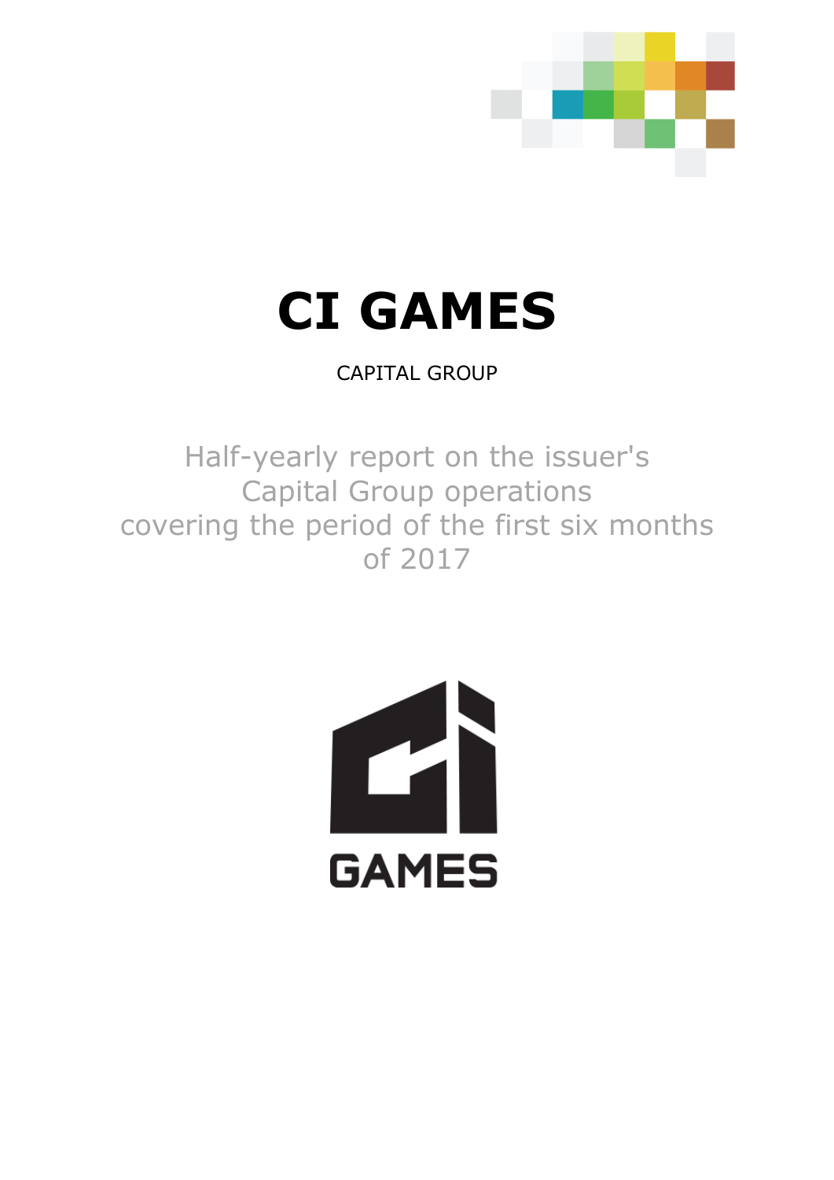# CI GAMES

CAPITAL GROUP

Half-yearly report on the issuer's Capital Group operations covering the period of the first six months of 2017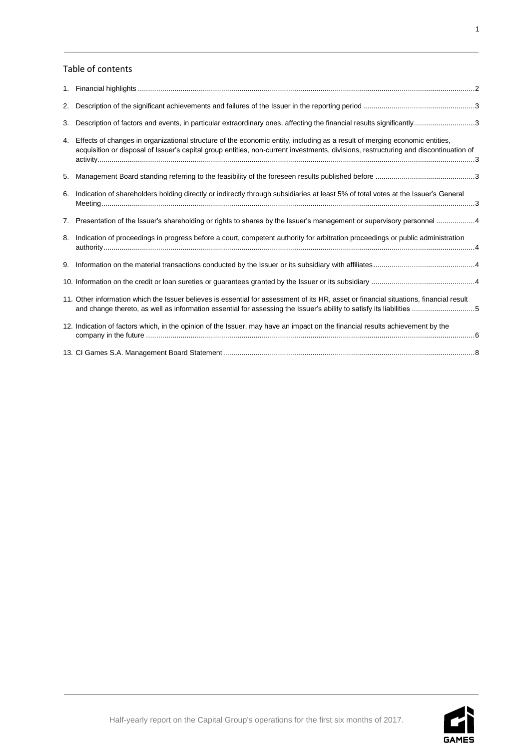## Table of contents

1. Financial highlights ....................................................................................................................................................................2
2. Description of the significant achievements and failures of the Issuer in the reporting period ......................................................3
3. Description of factors and events, in particular extraordinary ones, affecting the financial results significantly.............................3
4. Effects of changes in organizational structure of the economic entity, including as a result of merging economic entities, acquisition or disposal of Issuer's capital group entities, non-current investments, divisions, restructuring and discontinuation of activity....................................................................................................................................................................................3
5. Management Board standing referring to the feasibility of the foreseen results published before ................................................3
6. Indication of shareholders holding directly or indirectly through subsidiaries at least 5% of total votes at the Issuer's General Meeting....................................................................................................................................................................................3
7. Presentation of the Issuer's shareholding or rights to shares by the Issuer's management or supervisory personnel ..................4
8. Indication of proceedings in progress before a court, competent authority for arbitration proceedings or public administration authority..................................................................................................................................................................................4
9. Information on the material transactions conducted by the Issuer or its subsidiary with affiliates.................................................4
10. Information on the credit or loan sureties or guarantees granted by the Issuer or its subsidiary ..................................................4
11. Other information which the Issuer believes is essential for assessment of its HR, asset or financial situations, financial result and change thereto, as well as information essential for assessing the Issuer's ability to satisfy its liabilities ..............................5
12. Indication of factors which, in the opinion of the Issuer, may have an impact on the financial results achievement by the company in the future ................................................................................................................................................................6
13. CI Games S.A. Management Board Statement..........................................................................................................................8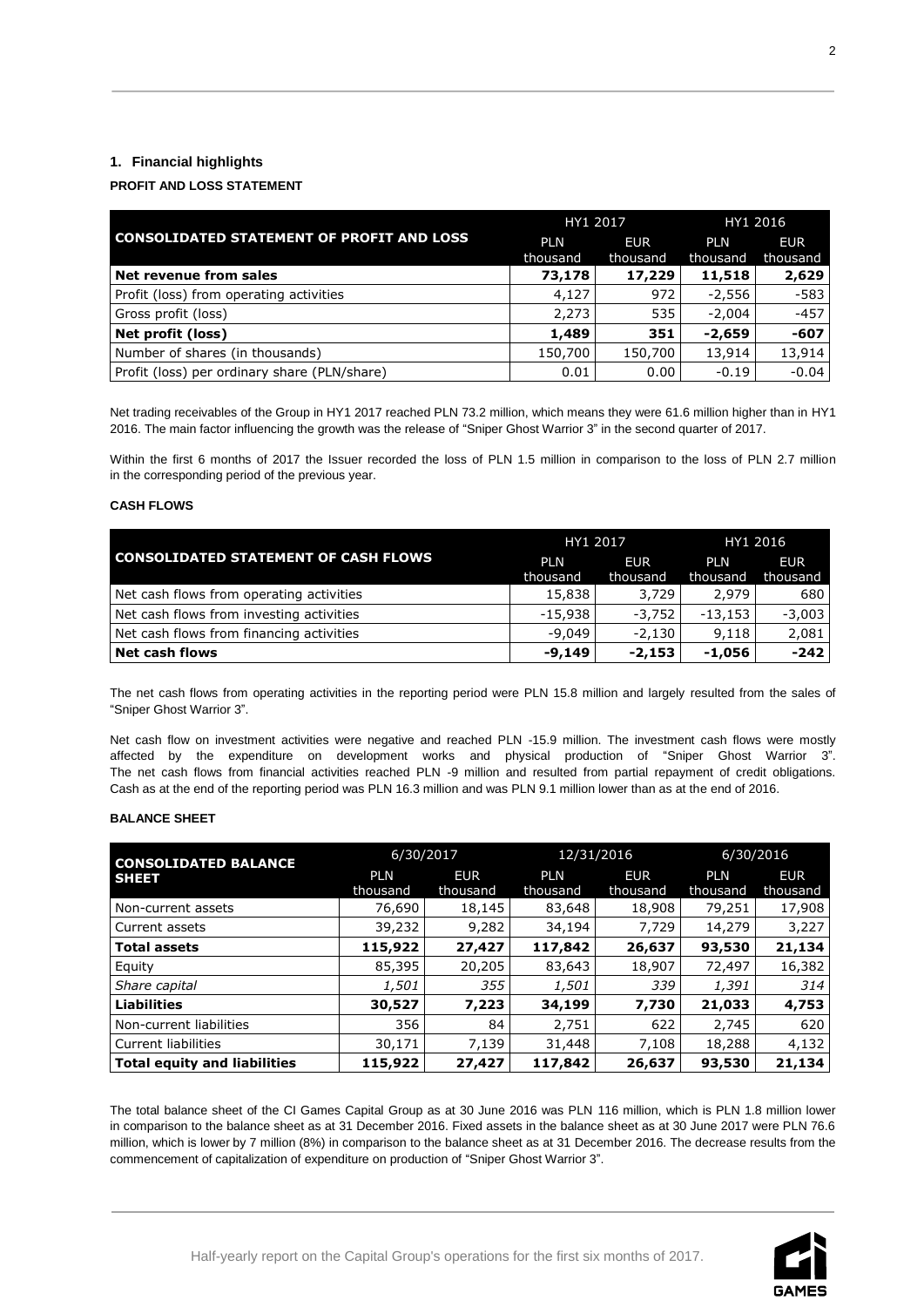## 1. Financial highlights

**PROFIT AND LOSS STATEMENT**

| CONSOLIDATED STATEMENT OF PROFIT AND LOSS | HY1 2017 | | HY1 2016 | |
|---|---|---|---|---|
| | PLN thousand | EUR thousand | PLN thousand | EUR thousand |
| **Net revenue from sales** | **73,178** | **17,229** | **11,518** | **2,629** |
| Profit (loss) from operating activities | 4,127 | 972 | -2,556 | -583 |
| Gross profit (loss) | 2,273 | 535 | -2,004 | -457 |
| **Net profit (loss)** | **1,489** | **351** | **-2,659** | **-607** |
| Number of shares (in thousands) | 150,700 | 150,700 | 13,914 | 13,914 |
| Profit (loss) per ordinary share (PLN/share) | 0.01 | 0.00 | -0.19 | -0.04 |

Net trading receivables of the Group in HY1 2017 reached PLN 73.2 million, which means they were 61.6 million higher than in HY1 2016. The main factor influencing the growth was the release of "Sniper Ghost Warrior 3" in the second quarter of 2017.

Within the first 6 months of 2017 the Issuer recorded the loss of PLN 1.5 million in comparison to the loss of PLN 2.7 million in the corresponding period of the previous year.

**CASH FLOWS**

| CONSOLIDATED STATEMENT OF CASH FLOWS | HY1 2017 | | HY1 2016 | |
|---|---|---|---|---|
| | PLN thousand | EUR thousand | PLN thousand | EUR thousand |
| Net cash flows from operating activities | 15,838 | 3,729 | 2,979 | 680 |
| Net cash flows from investing activities | -15,938 | -3,752 | -13,153 | -3,003 |
| Net cash flows from financing activities | -9,049 | -2,130 | 9,118 | 2,081 |
| **Net cash flows** | **-9,149** | **-2,153** | **-1,056** | **-242** |

The net cash flows from operating activities in the reporting period were PLN 15.8 million and largely resulted from the sales of "Sniper Ghost Warrior 3".

Net cash flow on investment activities were negative and reached PLN -15.9 million. The investment cash flows were mostly affected by the expenditure on development works and physical production of "Sniper Ghost Warrior 3". The net cash flows from financial activities reached PLN -9 million and resulted from partial repayment of credit obligations. Cash as at the end of the reporting period was PLN 16.3 million and was PLN 9.1 million lower than as at the end of 2016.

**BALANCE SHEET**

| CONSOLIDATED BALANCE SHEET | 6/30/2017 | | 12/31/2016 | | 6/30/2016 | |
|---|---|---|---|---|---|---|
| | PLN thousand | EUR thousand | PLN thousand | EUR thousand | PLN thousand | EUR thousand |
| Non-current assets | 76,690 | 18,145 | 83,648 | 18,908 | 79,251 | 17,908 |
| Current assets | 39,232 | 9,282 | 34,194 | 7,729 | 14,279 | 3,227 |
| **Total assets** | **115,922** | **27,427** | **117,842** | **26,637** | **93,530** | **21,134** |
| Equity | 85,395 | 20,205 | 83,643 | 18,907 | 72,497 | 16,382 |
| *Share capital* | *1,501* | *355* | *1,501* | *339* | *1,391* | *314* |
| **Liabilities** | **30,527** | **7,223** | **34,199** | **7,730** | **21,033** | **4,753** |
| Non-current liabilities | 356 | 84 | 2,751 | 622 | 2,745 | 620 |
| Current liabilities | 30,171 | 7,139 | 31,448 | 7,108 | 18,288 | 4,132 |
| **Total equity and liabilities** | **115,922** | **27,427** | **117,842** | **26,637** | **93,530** | **21,134** |

The total balance sheet of the CI Games Capital Group as at 30 June 2016 was PLN 116 million, which is PLN 1.8 million lower in comparison to the balance sheet as at 31 December 2016. Fixed assets in the balance sheet as at 30 June 2017 were PLN 76.6 million, which is lower by 7 million (8%) in comparison to the balance sheet as at 31 December 2016. The decrease results from the commencement of capitalization of expenditure on production of "Sniper Ghost Warrior 3".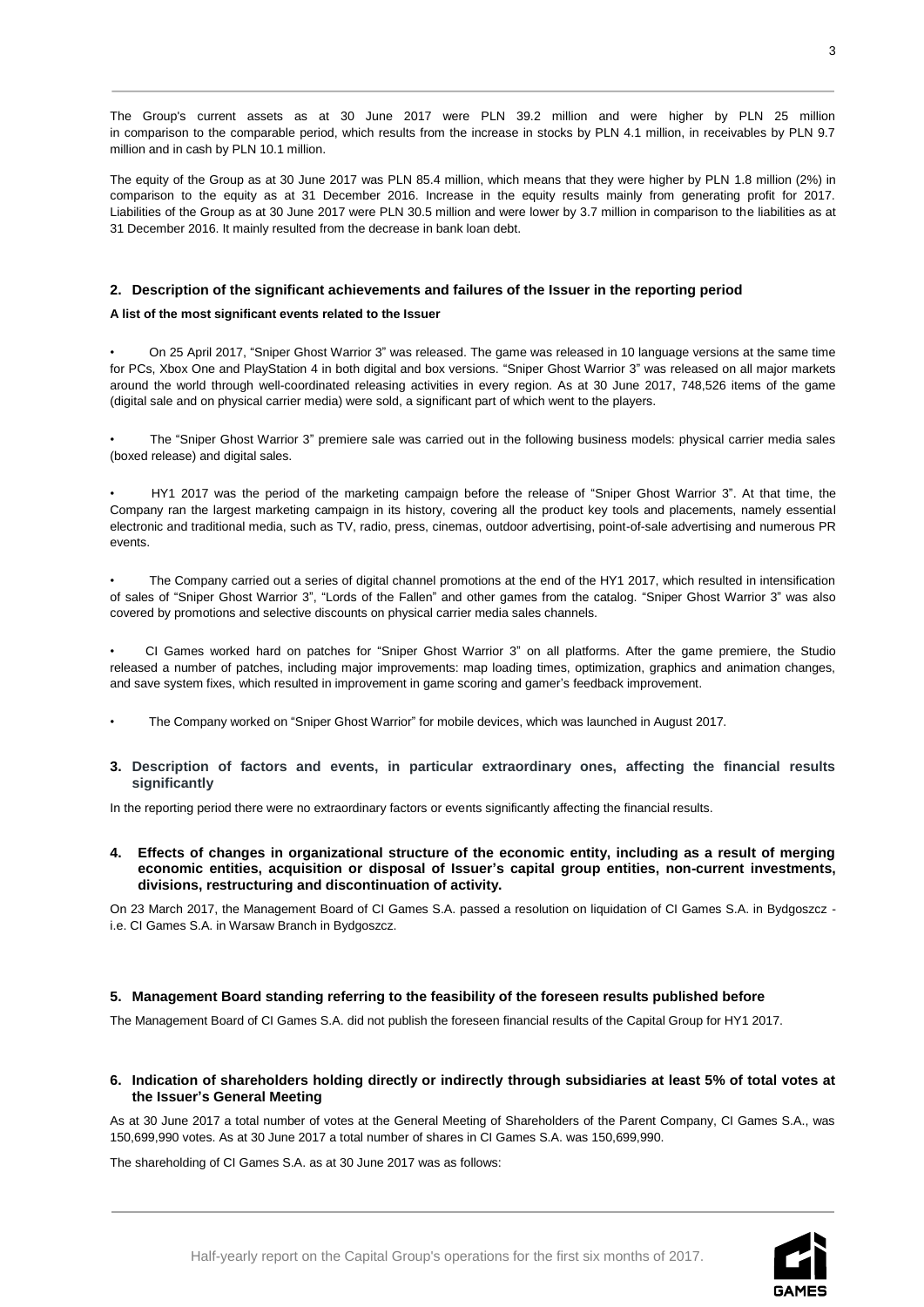The Group's current assets as at 30 June 2017 were PLN 39.2 million and were higher by PLN 25 million in comparison to the comparable period, which results from the increase in stocks by PLN 4.1 million, in receivables by PLN 9.7 million and in cash by PLN 10.1 million.

The equity of the Group as at 30 June 2017 was PLN 85.4 million, which means that they were higher by PLN 1.8 million (2%) in comparison to the equity as at 31 December 2016. Increase in the equity results mainly from generating profit for 2017. Liabilities of the Group as at 30 June 2017 were PLN 30.5 million and were lower by 3.7 million in comparison to the liabilities as at 31 December 2016. It mainly resulted from the decrease in bank loan debt.

## 2. Description of the significant achievements and failures of the Issuer in the reporting period

**A list of the most significant events related to the Issuer**

- On 25 April 2017, "Sniper Ghost Warrior 3" was released. The game was released in 10 language versions at the same time for PCs, Xbox One and PlayStation 4 in both digital and box versions. "Sniper Ghost Warrior 3" was released on all major markets around the world through well-coordinated releasing activities in every region. As at 30 June 2017, 748,526 items of the game (digital sale and on physical carrier media) were sold, a significant part of which went to the players.

- The "Sniper Ghost Warrior 3" premiere sale was carried out in the following business models: physical carrier media sales (boxed release) and digital sales.

- HY1 2017 was the period of the marketing campaign before the release of "Sniper Ghost Warrior 3". At that time, the Company ran the largest marketing campaign in its history, covering all the product key tools and placements, namely essential electronic and traditional media, such as TV, radio, press, cinemas, outdoor advertising, point-of-sale advertising and numerous PR events.

- The Company carried out a series of digital channel promotions at the end of the HY1 2017, which resulted in intensification of sales of "Sniper Ghost Warrior 3", "Lords of the Fallen" and other games from the catalog. "Sniper Ghost Warrior 3" was also covered by promotions and selective discounts on physical carrier media sales channels.

- CI Games worked hard on patches for "Sniper Ghost Warrior 3" on all platforms. After the game premiere, the Studio released a number of patches, including major improvements: map loading times, optimization, graphics and animation changes, and save system fixes, which resulted in improvement in game scoring and gamer's feedback improvement.

- The Company worked on "Sniper Ghost Warrior" for mobile devices, which was launched in August 2017.

## 3. Description of factors and events, in particular extraordinary ones, affecting the financial results significantly

In the reporting period there were no extraordinary factors or events significantly affecting the financial results.

## 4. Effects of changes in organizational structure of the economic entity, including as a result of merging economic entities, acquisition or disposal of Issuer's capital group entities, non-current investments, divisions, restructuring and discontinuation of activity.

On 23 March 2017, the Management Board of CI Games S.A. passed a resolution on liquidation of CI Games S.A. in Bydgoszcz - i.e. CI Games S.A. in Warsaw Branch in Bydgoszcz.

## 5. Management Board standing referring to the feasibility of the foreseen results published before

The Management Board of CI Games S.A. did not publish the foreseen financial results of the Capital Group for HY1 2017.

## 6. Indication of shareholders holding directly or indirectly through subsidiaries at least 5% of total votes at the Issuer's General Meeting

As at 30 June 2017 a total number of votes at the General Meeting of Shareholders of the Parent Company, CI Games S.A., was 150,699,990 votes. As at 30 June 2017 a total number of shares in CI Games S.A. was 150,699,990.

The shareholding of CI Games S.A. as at 30 June 2017 was as follows: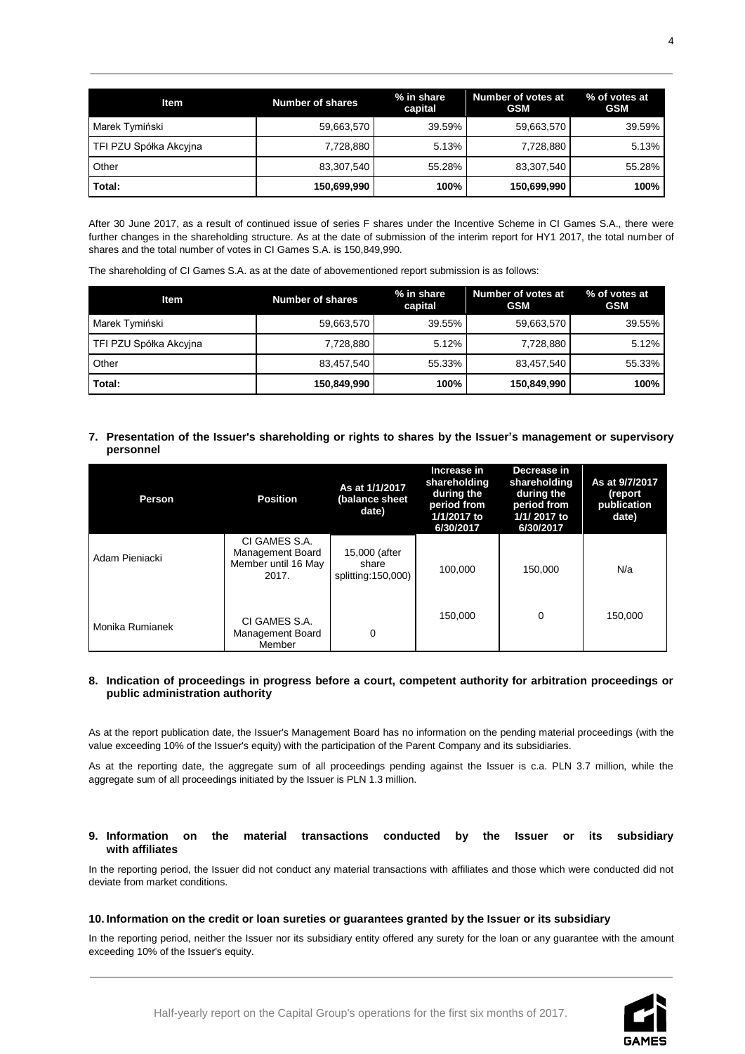| Item | Number of shares | % in share capital | Number of votes at GSM | % of votes at GSM |
|---|---|---|---|---|
| Marek Tymiński | 59,663,570 | 39.59% | 59,663,570 | 39.59% |
| TFI PZU Spółka Akcyjna | 7,728,880 | 5.13% | 7,728,880 | 5.13% |
| Other | 83,307,540 | 55.28% | 83,307,540 | 55.28% |
| **Total:** | **150,699,990** | **100%** | **150,699,990** | **100%** |

After 30 June 2017, as a result of continued issue of series F shares under the Incentive Scheme in CI Games S.A., there were further changes in the shareholding structure. As at the date of submission of the interim report for HY1 2017, the total number of shares and the total number of votes in CI Games S.A. is 150,849,990.

The shareholding of CI Games S.A. as at the date of abovementioned report submission is as follows:

| Item | Number of shares | % in share capital | Number of votes at GSM | % of votes at GSM |
|---|---|---|---|---|
| Marek Tymiński | 59,663,570 | 39.55% | 59,663,570 | 39.55% |
| TFI PZU Spółka Akcyjna | 7,728,880 | 5.12% | 7,728,880 | 5.12% |
| Other | 83,457,540 | 55.33% | 83,457,540 | 55.33% |
| **Total:** | **150,849,990** | **100%** | **150,849,990** | **100%** |

## 7. Presentation of the Issuer's shareholding or rights to shares by the Issuer's management or supervisory personnel

| Person | Position | As at 1/1/2017 (balance sheet date) | Increase in shareholding during the period from 1/1/2017 to 6/30/2017 | Decrease in shareholding during the period from 1/1/ 2017 to 6/30/2017 | As at 9/7/2017 (report publication date) |
|---|---|---|---|---|---|
| Adam Pieniacki | CI GAMES S.A. Management Board Member until 16 May 2017. | 15,000 (after share splitting:150,000) | 100,000 | 150,000 | N/a |
| Monika Rumianek | CI GAMES S.A. Management Board Member | 0 | 150,000 | 0 | 150,000 |

## 8. Indication of proceedings in progress before a court, competent authority for arbitration proceedings or public administration authority

As at the report publication date, the Issuer's Management Board has no information on the pending material proceedings (with the value exceeding 10% of the Issuer's equity) with the participation of the Parent Company and its subsidiaries.

As at the reporting date, the aggregate sum of all proceedings pending against the Issuer is c.a. PLN 3.7 million, while the aggregate sum of all proceedings initiated by the Issuer is PLN 1.3 million.

## 9. Information on the material transactions conducted by the Issuer or its subsidiary with affiliates

In the reporting period, the Issuer did not conduct any material transactions with affiliates and those which were conducted did not deviate from market conditions.

## 10. Information on the credit or loan sureties or guarantees granted by the Issuer or its subsidiary

In the reporting period, neither the Issuer nor its subsidiary entity offered any surety for the loan or any guarantee with the amount exceeding 10% of the Issuer's equity.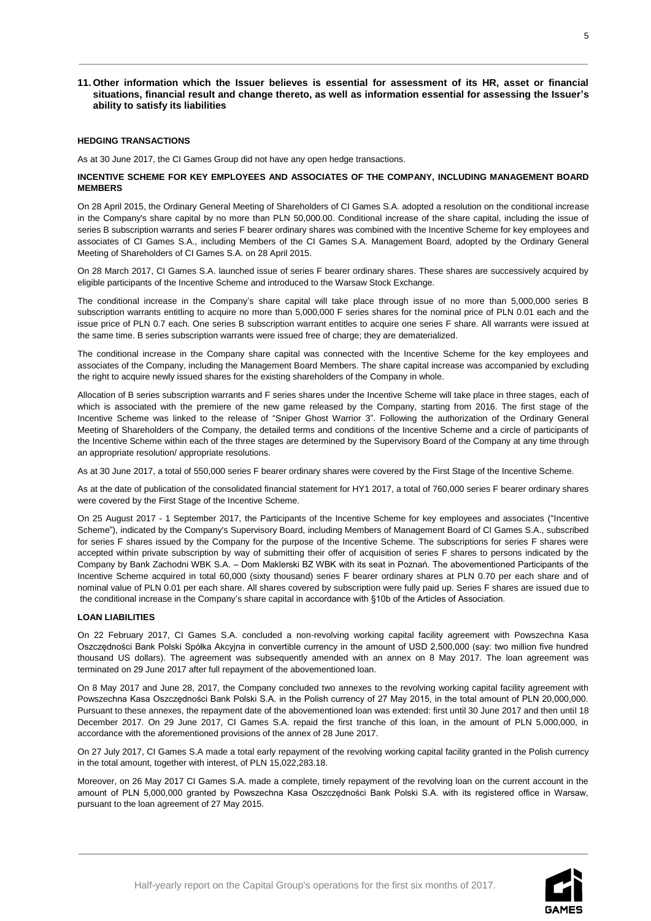## 11. Other information which the Issuer believes is essential for assessment of its HR, asset or financial situations, financial result and change thereto, as well as information essential for assessing the Issuer's ability to satisfy its liabilities

**HEDGING TRANSACTIONS**

As at 30 June 2017, the CI Games Group did not have any open hedge transactions.

**INCENTIVE SCHEME FOR KEY EMPLOYEES AND ASSOCIATES OF THE COMPANY, INCLUDING MANAGEMENT BOARD MEMBERS**

On 28 April 2015, the Ordinary General Meeting of Shareholders of CI Games S.A. adopted a resolution on the conditional increase in the Company's share capital by no more than PLN 50,000.00. Conditional increase of the share capital, including the issue of series B subscription warrants and series F bearer ordinary shares was combined with the Incentive Scheme for key employees and associates of CI Games S.A., including Members of the CI Games S.A. Management Board, adopted by the Ordinary General Meeting of Shareholders of CI Games S.A. on 28 April 2015.

On 28 March 2017, CI Games S.A. launched issue of series F bearer ordinary shares. These shares are successively acquired by eligible participants of the Incentive Scheme and introduced to the Warsaw Stock Exchange.

The conditional increase in the Company's share capital will take place through issue of no more than 5,000,000 series B subscription warrants entitling to acquire no more than 5,000,000 F series shares for the nominal price of PLN 0.01 each and the issue price of PLN 0.7 each. One series B subscription warrant entitles to acquire one series F share. All warrants were issued at the same time. B series subscription warrants were issued free of charge; they are dematerialized.

The conditional increase in the Company share capital was connected with the Incentive Scheme for the key employees and associates of the Company, including the Management Board Members. The share capital increase was accompanied by excluding the right to acquire newly issued shares for the existing shareholders of the Company in whole.

Allocation of B series subscription warrants and F series shares under the Incentive Scheme will take place in three stages, each of which is associated with the premiere of the new game released by the Company, starting from 2016. The first stage of the Incentive Scheme was linked to the release of "Sniper Ghost Warrior 3". Following the authorization of the Ordinary General Meeting of Shareholders of the Company, the detailed terms and conditions of the Incentive Scheme and a circle of participants of the Incentive Scheme within each of the three stages are determined by the Supervisory Board of the Company at any time through an appropriate resolution/ appropriate resolutions.

As at 30 June 2017, a total of 550,000 series F bearer ordinary shares were covered by the First Stage of the Incentive Scheme.

As at the date of publication of the consolidated financial statement for HY1 2017, a total of 760,000 series F bearer ordinary shares were covered by the First Stage of the Incentive Scheme.

On 25 August 2017 - 1 September 2017, the Participants of the Incentive Scheme for key employees and associates ("Incentive Scheme"), indicated by the Company's Supervisory Board, including Members of Management Board of CI Games S.A., subscribed for series F shares issued by the Company for the purpose of the Incentive Scheme. The subscriptions for series F shares were accepted within private subscription by way of submitting their offer of acquisition of series F shares to persons indicated by the Company by Bank Zachodni WBK S.A. – Dom Maklerski BZ WBK with its seat in Poznań. The abovementioned Participants of the Incentive Scheme acquired in total 60,000 (sixty thousand) series F bearer ordinary shares at PLN 0.70 per each share and of nominal value of PLN 0.01 per each share. All shares covered by subscription were fully paid up. Series F shares are issued due to the conditional increase in the Company's share capital in accordance with §10b of the Articles of Association.

**LOAN LIABILITIES**

On 22 February 2017, CI Games S.A. concluded a non-revolving working capital facility agreement with Powszechna Kasa Oszczędności Bank Polski Spółka Akcyjna in convertible currency in the amount of USD 2,500,000 (say: two million five hundred thousand US dollars). The agreement was subsequently amended with an annex on 8 May 2017. The loan agreement was terminated on 29 June 2017 after full repayment of the abovementioned loan.

On 8 May 2017 and June 28, 2017, the Company concluded two annexes to the revolving working capital facility agreement with Powszechna Kasa Oszczędności Bank Polski S.A. in the Polish currency of 27 May 2015, in the total amount of PLN 20,000,000. Pursuant to these annexes, the repayment date of the abovementioned loan was extended: first until 30 June 2017 and then until 18 December 2017. On 29 June 2017, CI Games S.A. repaid the first tranche of this loan, in the amount of PLN 5,000,000, in accordance with the aforementioned provisions of the annex of 28 June 2017.

On 27 July 2017, CI Games S.A made a total early repayment of the revolving working capital facility granted in the Polish currency in the total amount, together with interest, of PLN 15,022,283.18.

Moreover, on 26 May 2017 CI Games S.A. made a complete, timely repayment of the revolving loan on the current account in the amount of PLN 5,000,000 granted by Powszechna Kasa Oszczędności Bank Polski S.A. with its registered office in Warsaw, pursuant to the loan agreement of 27 May 2015.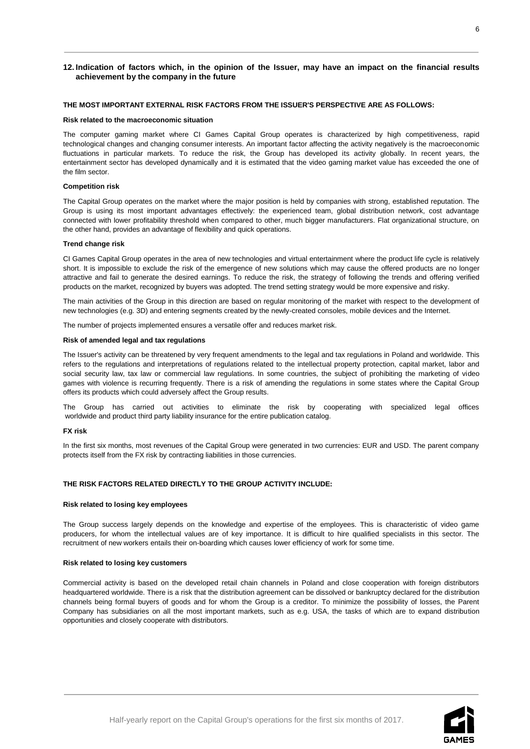## 12. Indication of factors which, in the opinion of the Issuer, may have an impact on the financial results achievement by the company in the future

**THE MOST IMPORTANT EXTERNAL RISK FACTORS FROM THE ISSUER'S PERSPECTIVE ARE AS FOLLOWS:**

**Risk related to the macroeconomic situation**

The computer gaming market where CI Games Capital Group operates is characterized by high competitiveness, rapid technological changes and changing consumer interests. An important factor affecting the activity negatively is the macroeconomic fluctuations in particular markets. To reduce the risk, the Group has developed its activity globally. In recent years, the entertainment sector has developed dynamically and it is estimated that the video gaming market value has exceeded the one of the film sector.

**Competition risk**

The Capital Group operates on the market where the major position is held by companies with strong, established reputation. The Group is using its most important advantages effectively: the experienced team, global distribution network, cost advantage connected with lower profitability threshold when compared to other, much bigger manufacturers. Flat organizational structure, on the other hand, provides an advantage of flexibility and quick operations.

**Trend change risk**

CI Games Capital Group operates in the area of new technologies and virtual entertainment where the product life cycle is relatively short. It is impossible to exclude the risk of the emergence of new solutions which may cause the offered products are no longer attractive and fail to generate the desired earnings. To reduce the risk, the strategy of following the trends and offering verified products on the market, recognized by buyers was adopted. The trend setting strategy would be more expensive and risky.

The main activities of the Group in this direction are based on regular monitoring of the market with respect to the development of new technologies (e.g. 3D) and entering segments created by the newly-created consoles, mobile devices and the Internet.

The number of projects implemented ensures a versatile offer and reduces market risk.

**Risk of amended legal and tax regulations**

The Issuer's activity can be threatened by very frequent amendments to the legal and tax regulations in Poland and worldwide. This refers to the regulations and interpretations of regulations related to the intellectual property protection, capital market, labor and social security law, tax law or commercial law regulations. In some countries, the subject of prohibiting the marketing of video games with violence is recurring frequently. There is a risk of amending the regulations in some states where the Capital Group offers its products which could adversely affect the Group results.

The Group has carried out activities to eliminate the risk by cooperating with specialized legal offices worldwide and product third party liability insurance for the entire publication catalog.

**FX risk**

In the first six months, most revenues of the Capital Group were generated in two currencies: EUR and USD. The parent company protects itself from the FX risk by contracting liabilities in those currencies.

**THE RISK FACTORS RELATED DIRECTLY TO THE GROUP ACTIVITY INCLUDE:**

**Risk related to losing key employees**

The Group success largely depends on the knowledge and expertise of the employees. This is characteristic of video game producers, for whom the intellectual values are of key importance. It is difficult to hire qualified specialists in this sector. The recruitment of new workers entails their on-boarding which causes lower efficiency of work for some time.

**Risk related to losing key customers**

Commercial activity is based on the developed retail chain channels in Poland and close cooperation with foreign distributors headquartered worldwide. There is a risk that the distribution agreement can be dissolved or bankruptcy declared for the distribution channels being formal buyers of goods and for whom the Group is a creditor. To minimize the possibility of losses, the Parent Company has subsidiaries on all the most important markets, such as e.g. USA, the tasks of which are to expand distribution opportunities and closely cooperate with distributors.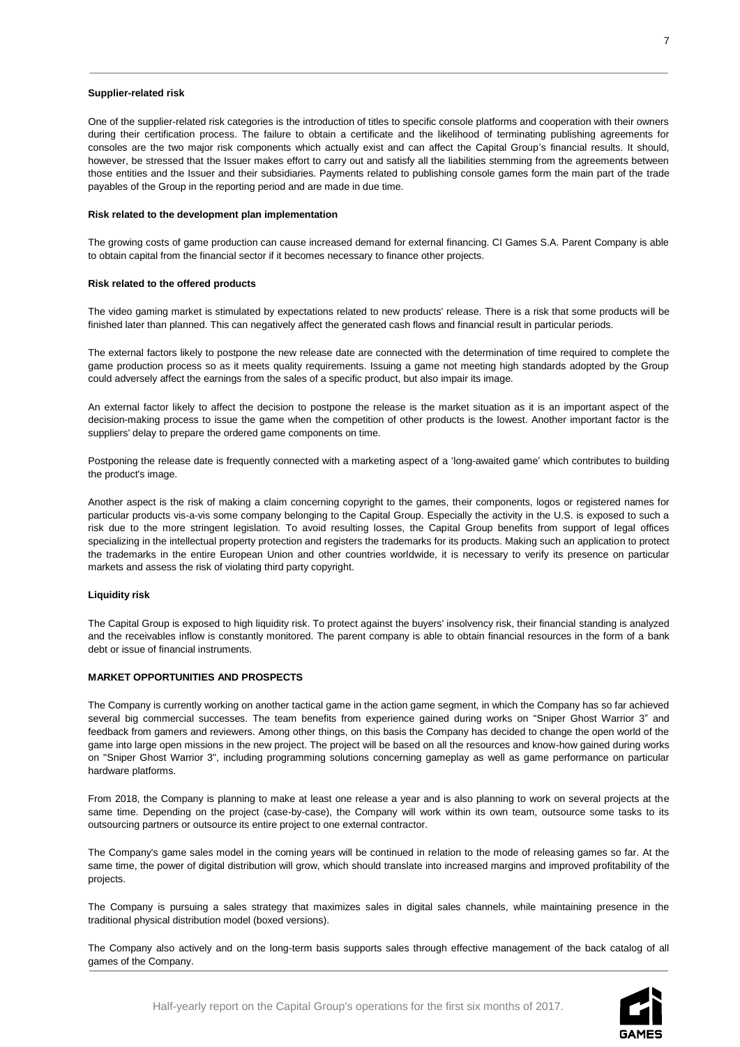**Supplier-related risk**

One of the supplier-related risk categories is the introduction of titles to specific console platforms and cooperation with their owners during their certification process. The failure to obtain a certificate and the likelihood of terminating publishing agreements for consoles are the two major risk components which actually exist and can affect the Capital Group's financial results. It should, however, be stressed that the Issuer makes effort to carry out and satisfy all the liabilities stemming from the agreements between those entities and the Issuer and their subsidiaries. Payments related to publishing console games form the main part of the trade payables of the Group in the reporting period and are made in due time.

**Risk related to the development plan implementation**

The growing costs of game production can cause increased demand for external financing. CI Games S.A. Parent Company is able to obtain capital from the financial sector if it becomes necessary to finance other projects.

**Risk related to the offered products**

The video gaming market is stimulated by expectations related to new products' release. There is a risk that some products will be finished later than planned. This can negatively affect the generated cash flows and financial result in particular periods.

The external factors likely to postpone the new release date are connected with the determination of time required to complete the game production process so as it meets quality requirements. Issuing a game not meeting high standards adopted by the Group could adversely affect the earnings from the sales of a specific product, but also impair its image.

An external factor likely to affect the decision to postpone the release is the market situation as it is an important aspect of the decision-making process to issue the game when the competition of other products is the lowest. Another important factor is the suppliers' delay to prepare the ordered game components on time.

Postponing the release date is frequently connected with a marketing aspect of a 'long-awaited game' which contributes to building the product's image.

Another aspect is the risk of making a claim concerning copyright to the games, their components, logos or registered names for particular products vis-a-vis some company belonging to the Capital Group. Especially the activity in the U.S. is exposed to such a risk due to the more stringent legislation. To avoid resulting losses, the Capital Group benefits from support of legal offices specializing in the intellectual property protection and registers the trademarks for its products. Making such an application to protect the trademarks in the entire European Union and other countries worldwide, it is necessary to verify its presence on particular markets and assess the risk of violating third party copyright.

**Liquidity risk**

The Capital Group is exposed to high liquidity risk. To protect against the buyers' insolvency risk, their financial standing is analyzed and the receivables inflow is constantly monitored. The parent company is able to obtain financial resources in the form of a bank debt or issue of financial instruments.

**MARKET OPPORTUNITIES AND PROSPECTS**

The Company is currently working on another tactical game in the action game segment, in which the Company has so far achieved several big commercial successes. The team benefits from experience gained during works on "Sniper Ghost Warrior 3" and feedback from gamers and reviewers. Among other things, on this basis the Company has decided to change the open world of the game into large open missions in the new project. The project will be based on all the resources and know-how gained during works on "Sniper Ghost Warrior 3", including programming solutions concerning gameplay as well as game performance on particular hardware platforms.

From 2018, the Company is planning to make at least one release a year and is also planning to work on several projects at the same time. Depending on the project (case-by-case), the Company will work within its own team, outsource some tasks to its outsourcing partners or outsource its entire project to one external contractor.

The Company's game sales model in the coming years will be continued in relation to the mode of releasing games so far. At the same time, the power of digital distribution will grow, which should translate into increased margins and improved profitability of the projects.

The Company is pursuing a sales strategy that maximizes sales in digital sales channels, while maintaining presence in the traditional physical distribution model (boxed versions).

The Company also actively and on the long-term basis supports sales through effective management of the back catalog of all games of the Company.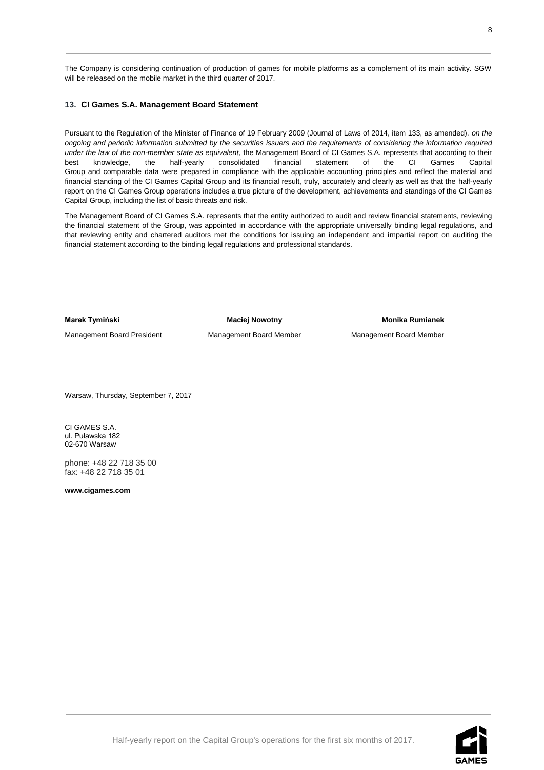The Company is considering continuation of production of games for mobile platforms as a complement of its main activity. SGW will be released on the mobile market in the third quarter of 2017.

## 13. CI Games S.A. Management Board Statement

Pursuant to the Regulation of the Minister of Finance of 19 February 2009 (Journal of Laws of 2014, item 133, as amended). *on the ongoing and periodic information submitted by the securities issuers and the requirements of considering the information required under the law of the non-member state as equivalent*, the Management Board of CI Games S.A. represents that according to their best knowledge, the half-yearly consolidated financial statement of the CI Games Capital Group and comparable data were prepared in compliance with the applicable accounting principles and reflect the material and financial standing of the CI Games Capital Group and its financial result, truly, accurately and clearly as well as that the half-yearly report on the CI Games Group operations includes a true picture of the development, achievements and standings of the CI Games Capital Group, including the list of basic threats and risk.

The Management Board of CI Games S.A. represents that the entity authorized to audit and review financial statements, reviewing the financial statement of the Group, was appointed in accordance with the appropriate universally binding legal regulations, and that reviewing entity and chartered auditors met the conditions for issuing an independent and impartial report on auditing the financial statement according to the binding legal regulations and professional standards.

| | | |
|---|---|---|
| **Marek Tymiński** | **Maciej Nowotny** | **Monika Rumianek** |
| Management Board President | Management Board Member | Management Board Member |

Warsaw, Thursday, September 7, 2017

CI GAMES S.A.
ul. Puławska 182
02-670 Warsaw

phone: +48 22 718 35 00
fax: +48 22 718 35 01

**www.cigames.com**